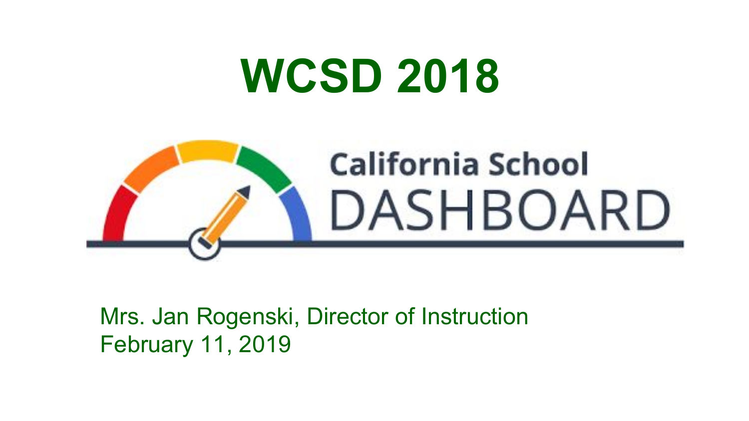# WCSD 2018

California School DASHBOARD

Mrs. Jan Rogenski, Director of Instruction
February 11, 2019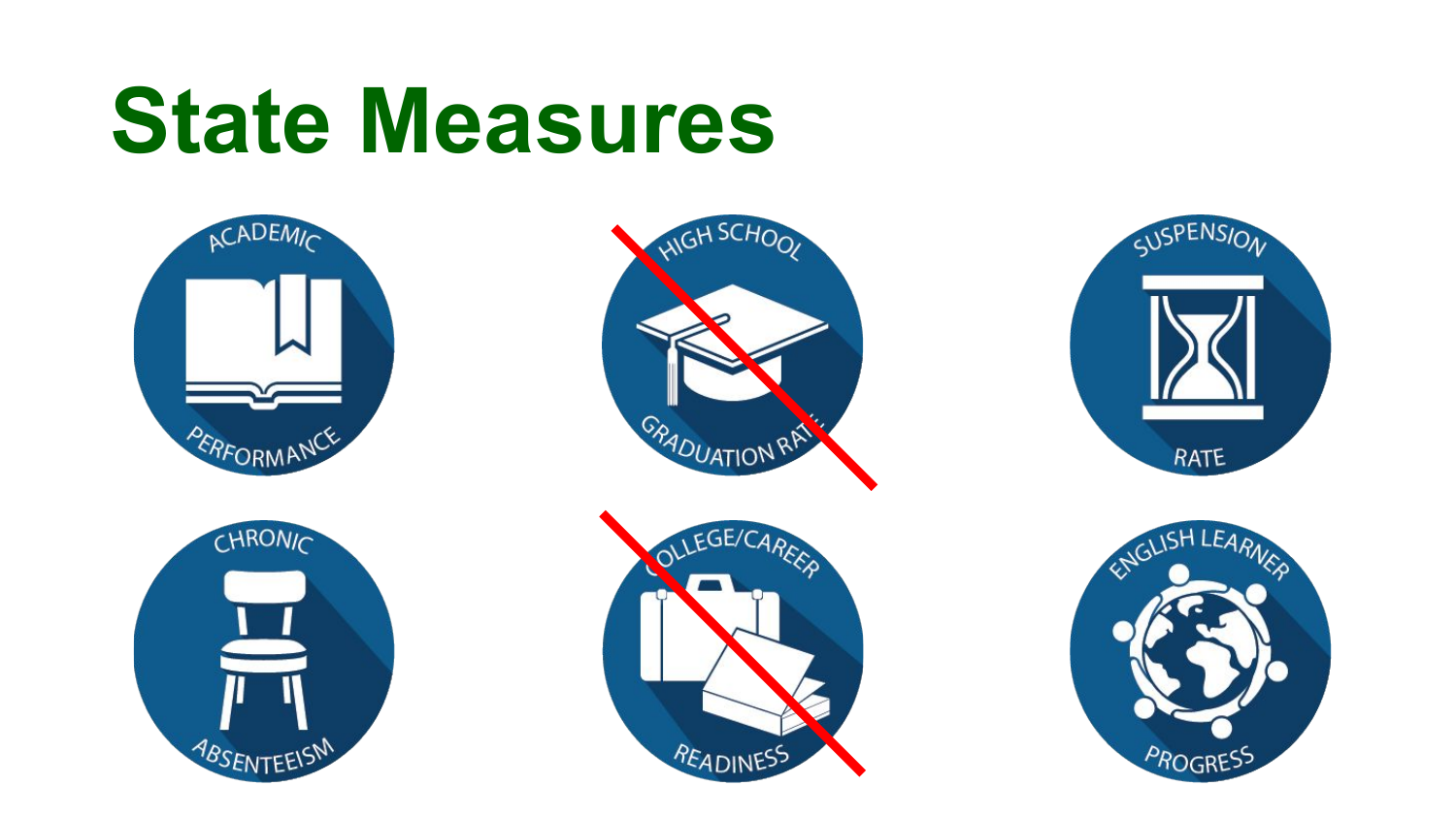# State Measures

- ACADEMIC PERFORMANCE
- ~~HIGH SCHOOL GRADUATION RATE~~
- SUSPENSION RATE
- CHRONIC ABSENTEEISM
- ~~COLLEGE/CAREER READINESS~~
- ENGLISH LEARNER PROGRESS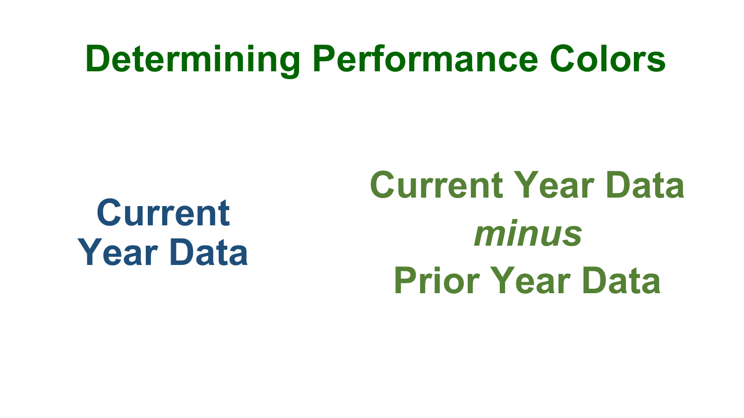# Determining Performance Colors

**Current Year Data**

**Current Year Data**
***minus***
**Prior Year Data**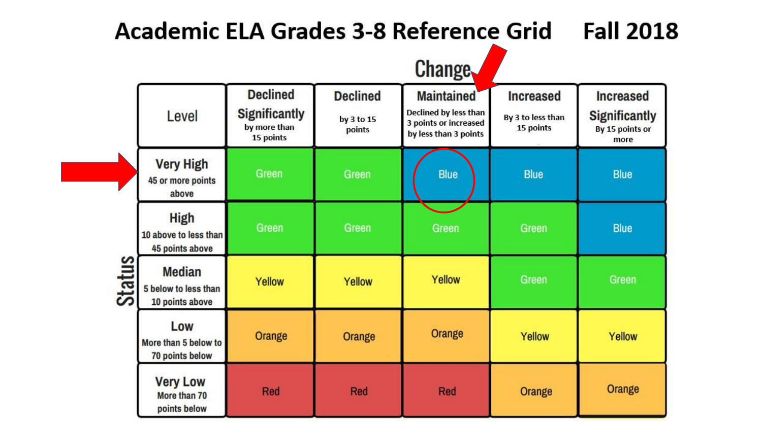# Academic ELA Grades 3-8 Reference Grid Fall 2018

| Status: Level | Change: Declined Significantly by more than 15 points | Declined by 3 to 15 points | Maintained Declined by less than 3 points or increased by less than 3 points | Increased By 3 to less than 15 points | Increased Significantly By 15 points or more |
|---|---|---|---|---|---|
| **Very High** 45 or more points above | Green | Green | Blue | Blue | Blue |
| **High** 10 above to less than 45 points above | Green | Green | Green | Green | Blue |
| **Median** 5 below to less than 10 points above | Yellow | Yellow | Yellow | Green | Green |
| **Low** More than 5 below to 70 points below | Orange | Orange | Orange | Yellow | Yellow |
| **Very Low** More than 70 points below | Red | Red | Red | Orange | Orange |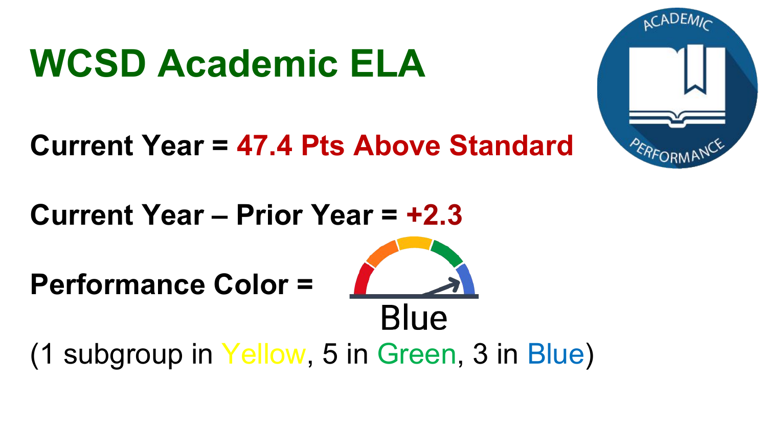# WCSD Academic ELA

**Current Year = 47.4 Pts Above Standard**

**Current Year – Prior Year = +2.3**

**Performance Color =**

Blue

(1 subgroup in Yellow, 5 in Green, 3 in Blue)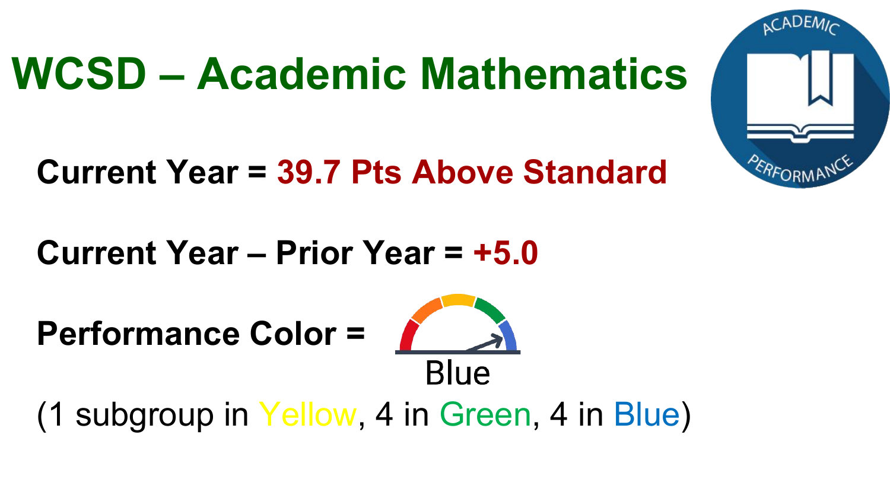# WCSD – Academic Mathematics

**Current Year = 39.7 Pts Above Standard**

**Current Year – Prior Year = +5.0**

**Performance Color =** Blue

(1 subgroup in Yellow, 4 in Green, 4 in Blue)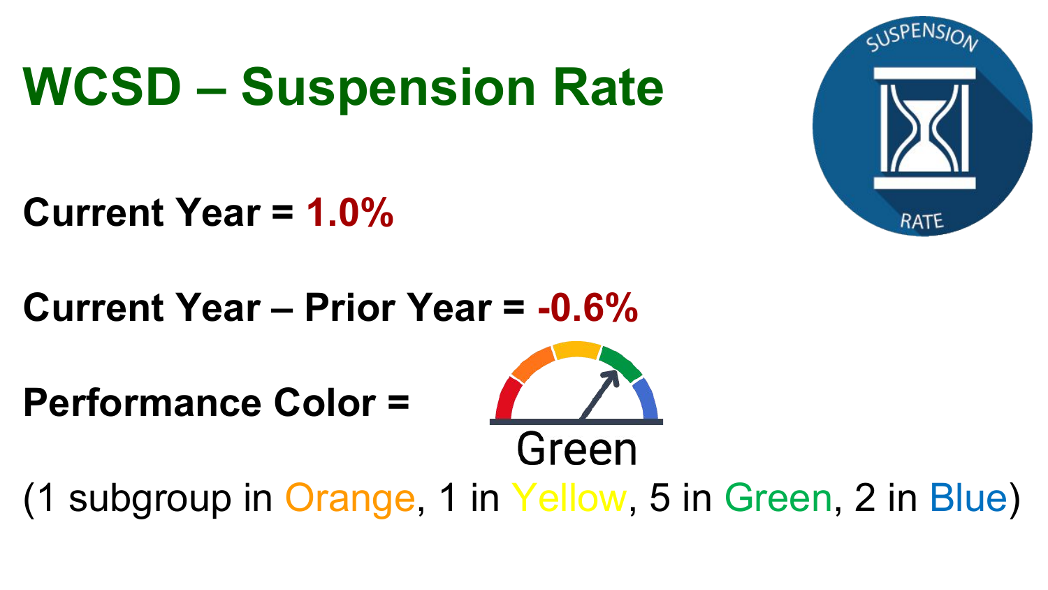# WCSD – Suspension Rate

**Current Year = 1.0%**

**Current Year – Prior Year = -0.6%**

**Performance Color =** Green

(1 subgroup in Orange, 1 in Yellow, 5 in Green, 2 in Blue)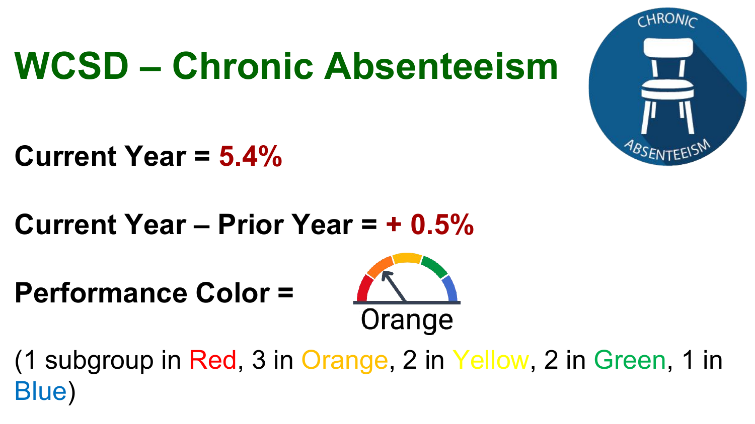# WCSD – Chronic Absenteeism

**Current Year = 5.4%**

**Current Year – Prior Year = + 0.5%**

**Performance Color =** Orange

(1 subgroup in Red, 3 in Orange, 2 in Yellow, 2 in Green, 1 in Blue)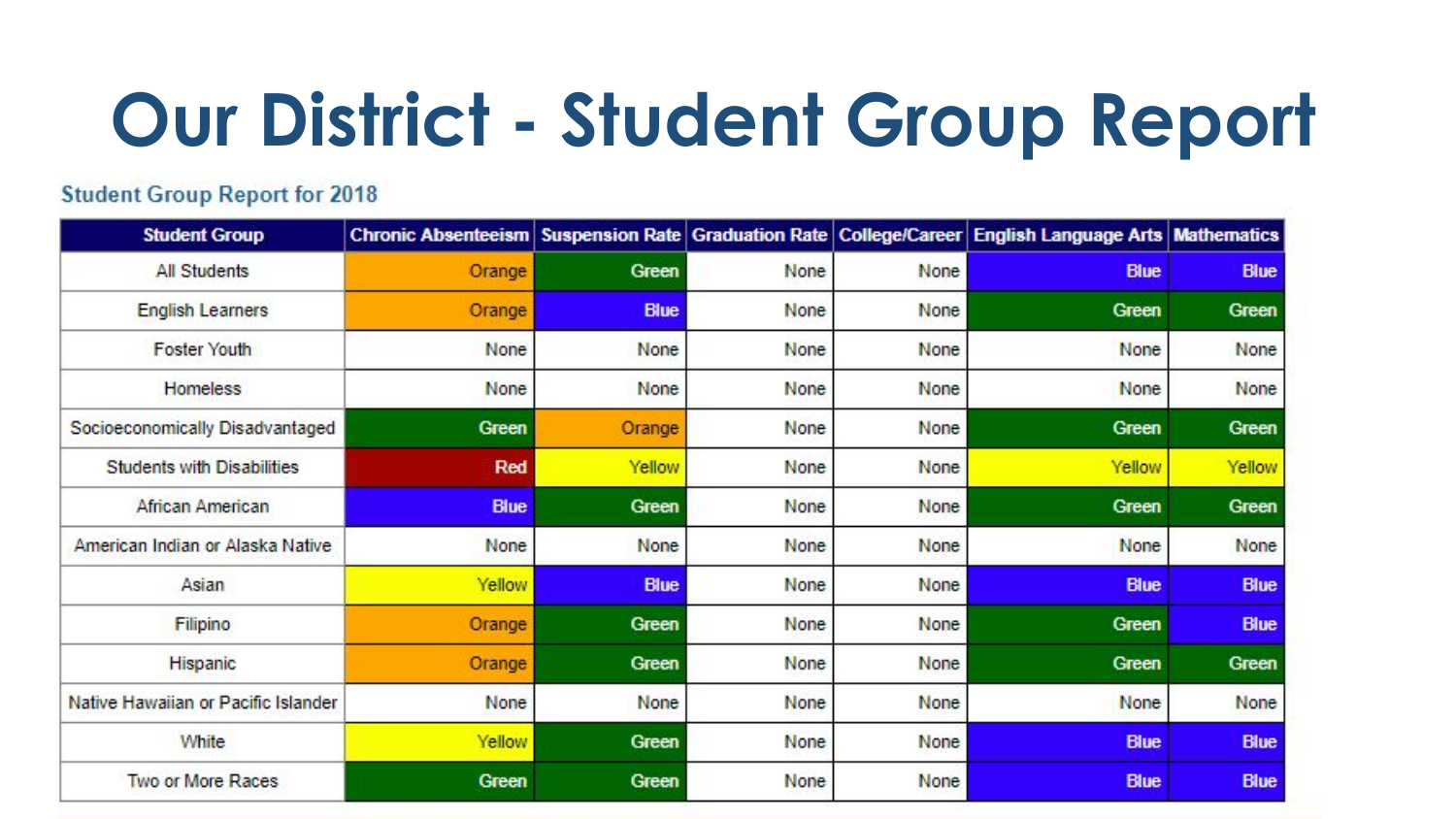# Our District - Student Group Report

## Student Group Report for 2018

| Student Group | Chronic Absenteeism | Suspension Rate | Graduation Rate | College/Career | English Language Arts | Mathematics |
|---|---|---|---|---|---|---|
| All Students | Orange | Green | None | None | Blue | Blue |
| English Learners | Orange | Blue | None | None | Green | Green |
| Foster Youth | None | None | None | None | None | None |
| Homeless | None | None | None | None | None | None |
| Socioeconomically Disadvantaged | Green | Orange | None | None | Green | Green |
| Students with Disabilities | Red | Yellow | None | None | Yellow | Yellow |
| African American | Blue | Green | None | None | Green | Green |
| American Indian or Alaska Native | None | None | None | None | None | None |
| Asian | Yellow | Blue | None | None | Blue | Blue |
| Filipino | Orange | Green | None | None | Green | Blue |
| Hispanic | Orange | Green | None | None | Green | Green |
| Native Hawaiian or Pacific Islander | None | None | None | None | None | None |
| White | Yellow | Green | None | None | Blue | Blue |
| Two or More Races | Green | Green | None | None | Blue | Blue |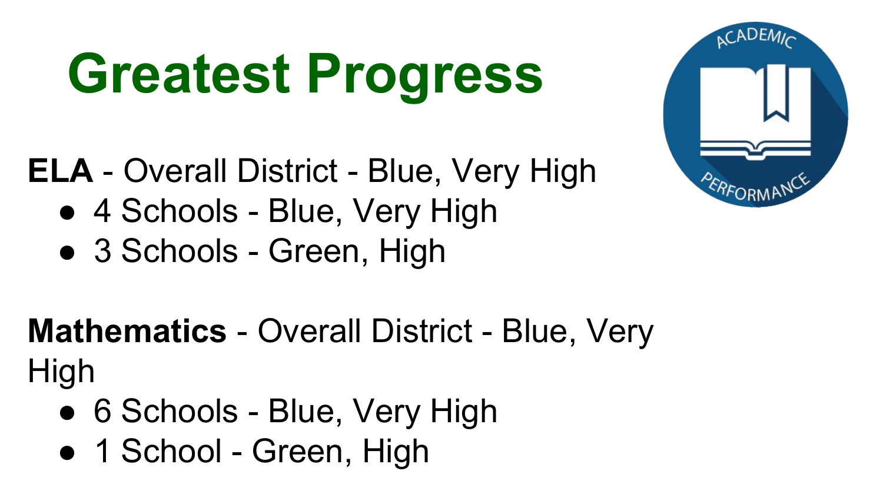# Greatest Progress

**ELA** - Overall District - Blue, Very High

- 4 Schools - Blue, Very High
- 3 Schools - Green, High

**Mathematics** - Overall District - Blue, Very High

- 6 Schools - Blue, Very High
- 1 School - Green, High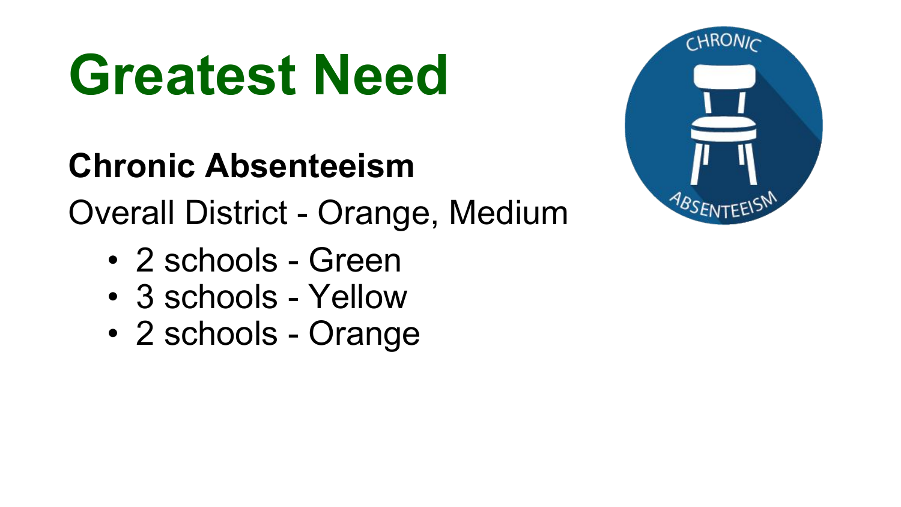# Greatest Need

**Chronic Absenteeism**

Overall District - Orange, Medium

- 2 schools - Green
- 3 schools - Yellow
- 2 schools - Orange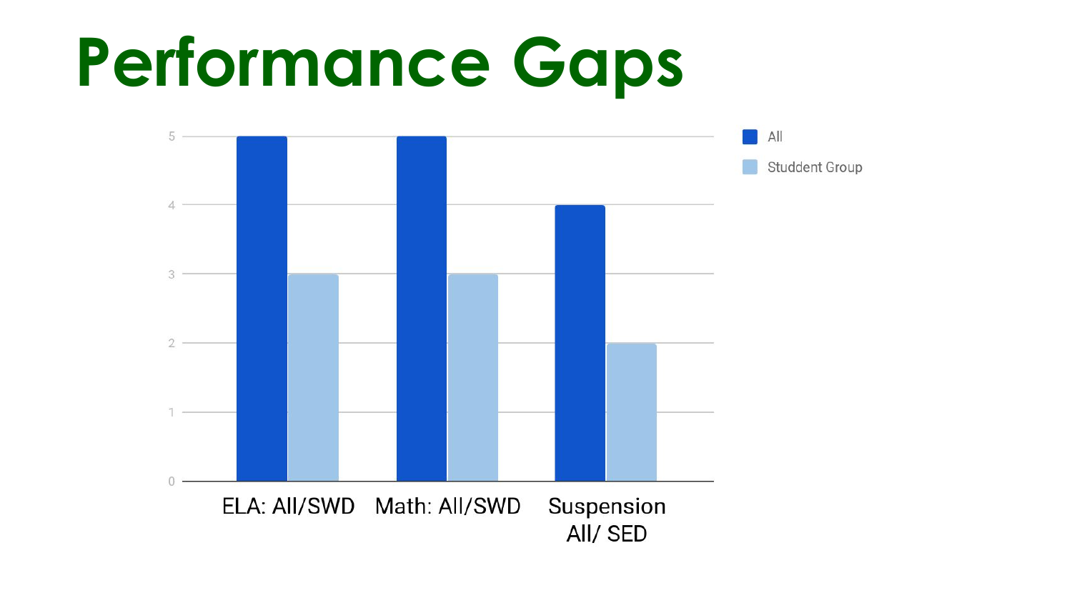# Performance Gaps

| | All | Studdent Group |
|---|---|---|
| ELA: All/SWD | 5 | 3 |
| Math: All/SWD | 5 | 3 |
| Suspension All/ SED | 4 | 2 |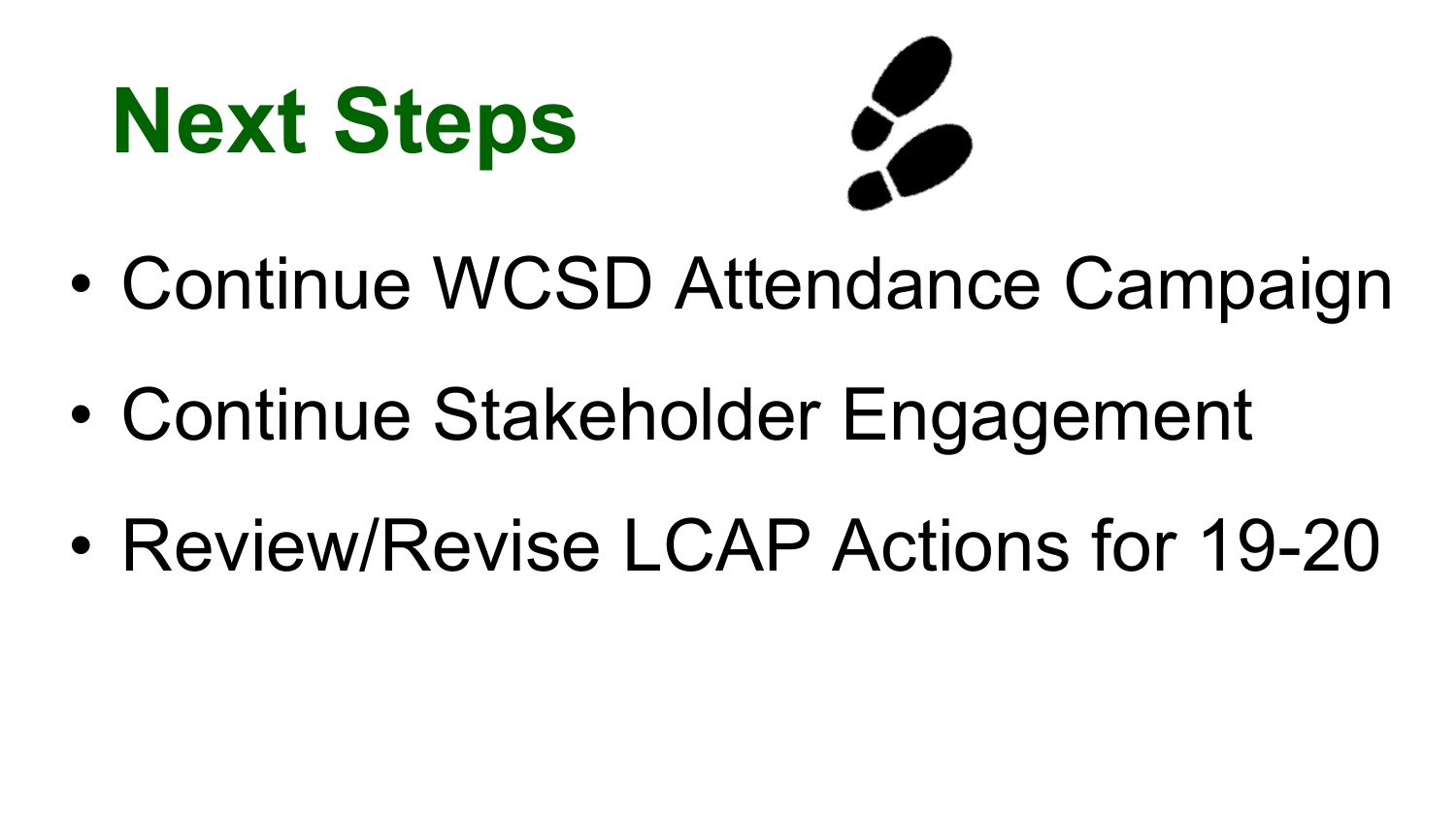# Next Steps

- Continue WCSD Attendance Campaign
- Continue Stakeholder Engagement
- Review/Revise LCAP Actions for 19-20